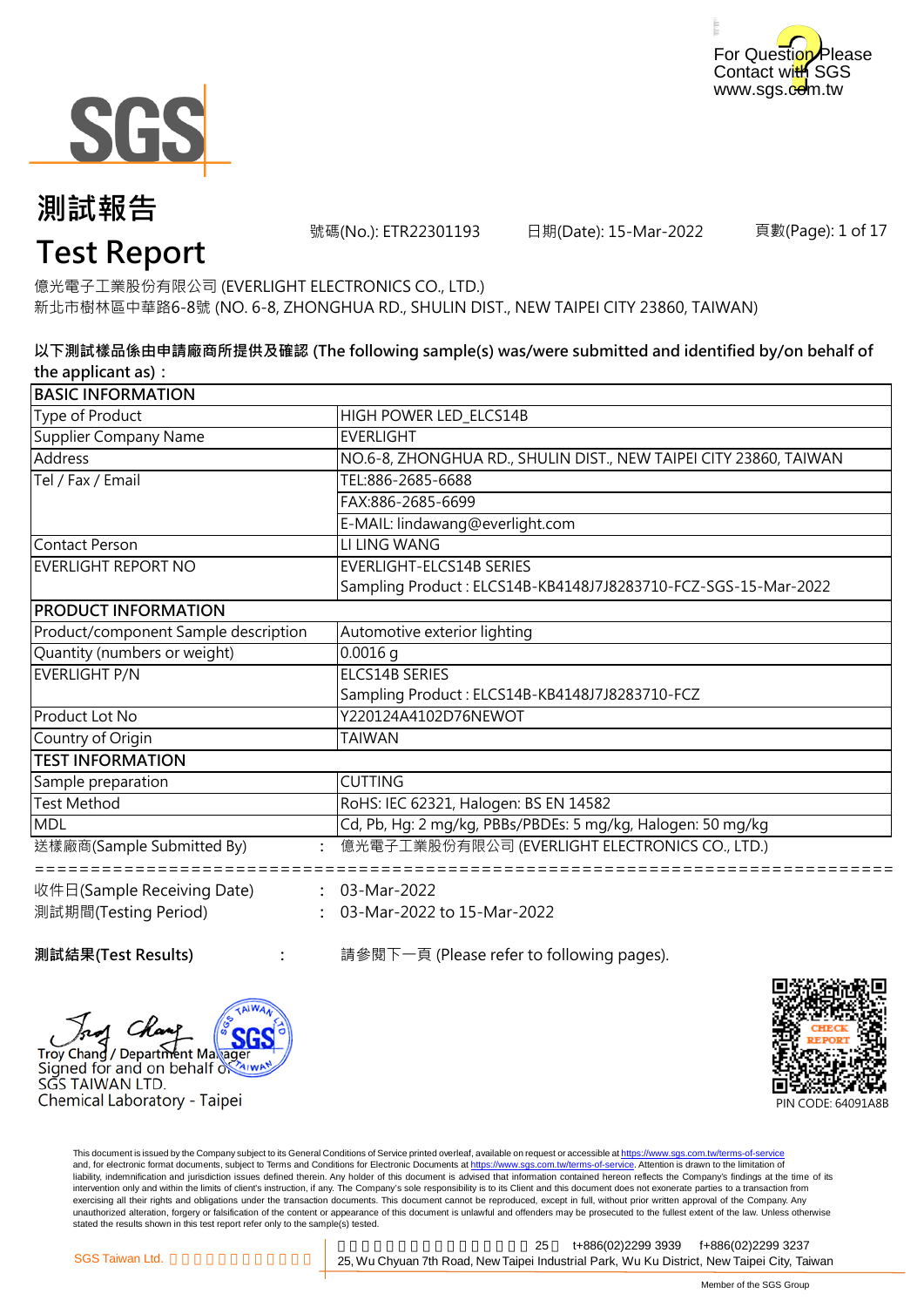For Question Please Contact with SGS www.sgs.com.tw

# 測試報告
# Test Report

號碼(No.): ETR22301193　　日期(Date): 15-Mar-2022

億光電子工業股份有限公司 (EVERLIGHT ELECTRONICS CO., LTD.)
新北市樹林區中華路6-8號 (NO. 6-8, ZHONGHUA RD., SHULIN DIST., NEW TAIPEI CITY 23860, TAIWAN)

**以下測試樣品係由申請廠商所提供及確認 (The following sample(s) was/were submitted and identified by/on behalf of the applicant as)：**

| BASIC INFORMATION | |
|---|---|
| Type of Product | HIGH POWER LED_ELCS14B |
| Supplier Company Name | EVERLIGHT |
| Address | NO.6-8, ZHONGHUA RD., SHULIN DIST., NEW TAIPEI CITY 23860, TAIWAN |
| Tel / Fax / Email | TEL:886-2685-6688 |
| | FAX:886-2685-6699 |
| | E-MAIL: lindawang@everlight.com |
| Contact Person | LI LING WANG |
| EVERLIGHT REPORT NO | EVERLIGHT-ELCS14B SERIES<br>Sampling Product : ELCS14B-KB4148J7J8283710-FCZ-SGS-15-Mar-2022 |
| **PRODUCT INFORMATION** | |
| Product/component Sample description | Automotive exterior lighting |
| Quantity (numbers or weight) | 0.0016 g |
| EVERLIGHT P/N | ELCS14B SERIES<br>Sampling Product : ELCS14B-KB4148J7J8283710-FCZ |
| Product Lot No | Y220124A4102D76NEWOT |
| Country of Origin | TAIWAN |
| **TEST INFORMATION** | |
| Sample preparation | CUTTING |
| Test Method | RoHS: IEC 62321, Halogen: BS EN 14582 |
| MDL | Cd, Pb, Hg: 2 mg/kg, PBBs/PBDEs: 5 mg/kg, Halogen: 50 mg/kg |

送樣廠商(Sample Submitted By) ： 億光電子工業股份有限公司 (EVERLIGHT ELECTRONICS CO., LTD.)

==========================================================================

收件日(Sample Receiving Date) ： 03-Mar-2022
測試期間(Testing Period) ： 03-Mar-2022 to 15-Mar-2022

**測試結果(Test Results)** ： 請參閱下一頁 (Please refer to following pages).

Troy Chang / Department Manager
Signed for and on behalf of
SGS TAIWAN LTD.
Chemical Laboratory - Taipei

CHECK REPORT
PIN CODE: 64091A8B

This document is issued by the Company subject to its General Conditions of Service printed overleaf, available on request or accessible at https://www.sgs.com.tw/terms-of-service and, for electronic format documents, subject to Terms and Conditions for Electronic Documents at https://www.sgs.com.tw/terms-of-service. Attention is drawn to the limitation of liability, indemnification and jurisdiction issues defined therein. Any holder of this document is advised that information contained hereon reflects the Company's findings at the time of its intervention only and within the limits of client's instruction, if any. The Company's sole responsibility is to its Client and this document does not exonerate parties to a transaction from exercising all their rights and obligations under the transaction documents. This document cannot be reproduced, except in full, without prior written approval of the Company. Any unauthorized alteration, forgery or falsification of the content or appearance of this document is unlawful and offenders may be prosecuted to the fullest extent of the law. Unless otherwise stated the results shown in this test report refer only to the sample(s) tested.

SGS Taiwan Ltd. 25 t+886(02)2299 3939 f+886(02)2299 3237
25, Wu Chyuan 7th Road, New Taipei Industrial Park, Wu Ku District, New Taipei City, Taiwan

Member of the SGS Group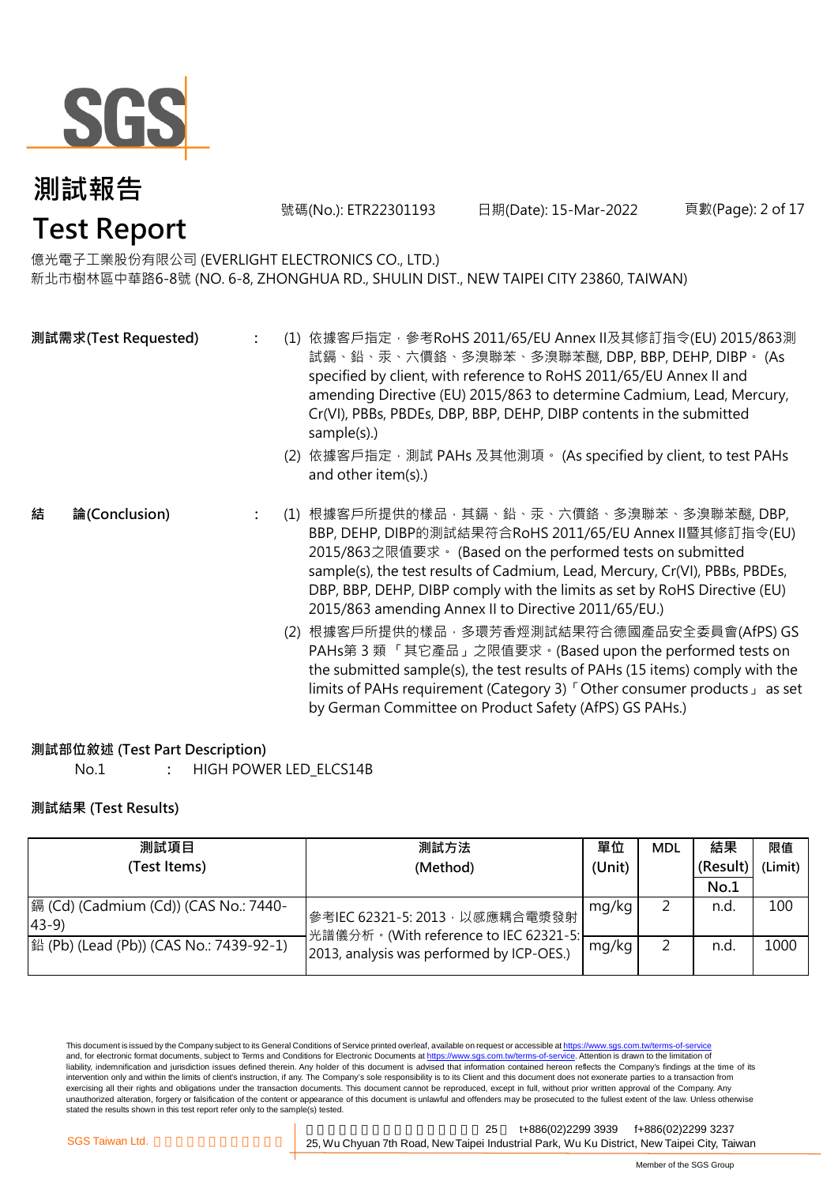# 測試報告
# Test Report

號碼(No.): ETR22301193　　日期(Date): 15-Mar-2022

億光電子工業股份有限公司 (EVERLIGHT ELECTRONICS CO., LTD.)
新北市樹林區中華路6-8號 (NO. 6-8, ZHONGHUA RD., SHULIN DIST., NEW TAIPEI CITY 23860, TAIWAN)

**測試需求(Test Requested)** :

(1) 依據客戶指定，參考RoHS 2011/65/EU Annex II及其修訂指令(EU) 2015/863測試鎘、鉛、汞、六價鉻、多溴聯苯、多溴聯苯醚, DBP, BBP, DEHP, DIBP。 (As specified by client, with reference to RoHS 2011/65/EU Annex II and amending Directive (EU) 2015/863 to determine Cadmium, Lead, Mercury, Cr(VI), PBBs, PBDEs, DBP, BBP, DEHP, DIBP contents in the submitted sample(s).)

(2) 依據客戶指定，測試 PAHs 及其他測項。 (As specified by client, to test PAHs and other item(s).)

**結　論(Conclusion)** :

(1) 根據客戶所提供的樣品，其鎘、鉛、汞、六價鉻、多溴聯苯、多溴聯苯醚, DBP, BBP, DEHP, DIBP的測試結果符合RoHS 2011/65/EU Annex II暨其修訂指令(EU) 2015/863之限值要求。 (Based on the performed tests on submitted sample(s), the test results of Cadmium, Lead, Mercury, Cr(VI), PBBs, PBDEs, DBP, BBP, DEHP, DIBP comply with the limits as set by RoHS Directive (EU) 2015/863 amending Annex II to Directive 2011/65/EU.)

(2) 根據客戶所提供的樣品，多環芳香烴測試結果符合德國產品安全委員會(AfPS) GS PAHs第 3 類 「其它產品」之限值要求。(Based upon the performed tests on the submitted sample(s), the test results of PAHs (15 items) comply with the limits of PAHs requirement (Category 3)「Other consumer products」 as set by German Committee on Product Safety (AfPS) GS PAHs.)

**測試部位敘述 (Test Part Description)**

No.1 : HIGH POWER LED_ELCS14B

**測試結果 (Test Results)**

| 測試項目 (Test Items) | 測試方法 (Method) | 單位 (Unit) | MDL | 結果 (Result) No.1 | 限值 (Limit) |
|---|---|---|---|---|---|
| 鎘 (Cd) (Cadmium (Cd)) (CAS No.: 7440-43-9) | 參考IEC 62321-5: 2013，以感應耦合電漿發射光譜儀分析。(With reference to IEC 62321-5: 2013, analysis was performed by ICP-OES.) | mg/kg | 2 | n.d. | 100 |
| 鉛 (Pb) (Lead (Pb)) (CAS No.: 7439-92-1) | | mg/kg | 2 | n.d. | 1000 |

This document is issued by the Company subject to its General Conditions of Service printed overleaf, available on request or accessible at https://www.sgs.com.tw/terms-of-service and, for electronic format documents, subject to Terms and Conditions for Electronic Documents at https://www.sgs.com.tw/terms-of-service. Attention is drawn to the limitation of liability, indemnification and jurisdiction issues defined therein. Any holder of this document is advised that information contained hereon reflects the Company's findings at the time of its intervention only and within the limits of client's instruction, if any. The Company's sole responsibility is to its Client and this document does not exonerate parties to a transaction from exercising all their rights and obligations under the transaction documents. This document cannot be reproduced, except in full, without prior written approval of the Company. Any unauthorized alteration, forgery or falsification of the content or appearance of this document is unlawful and offenders may be prosecuted to the fullest extent of the law. Unless otherwise stated the results shown in this test report refer only to the sample(s) tested.

SGS Taiwan Ltd. 25, Wu Chyuan 7th Road, New Taipei Industrial Park, Wu Ku District, New Taipei City, Taiwan t+886(02)2299 3939 f+886(02)2299 3237

Member of the SGS Group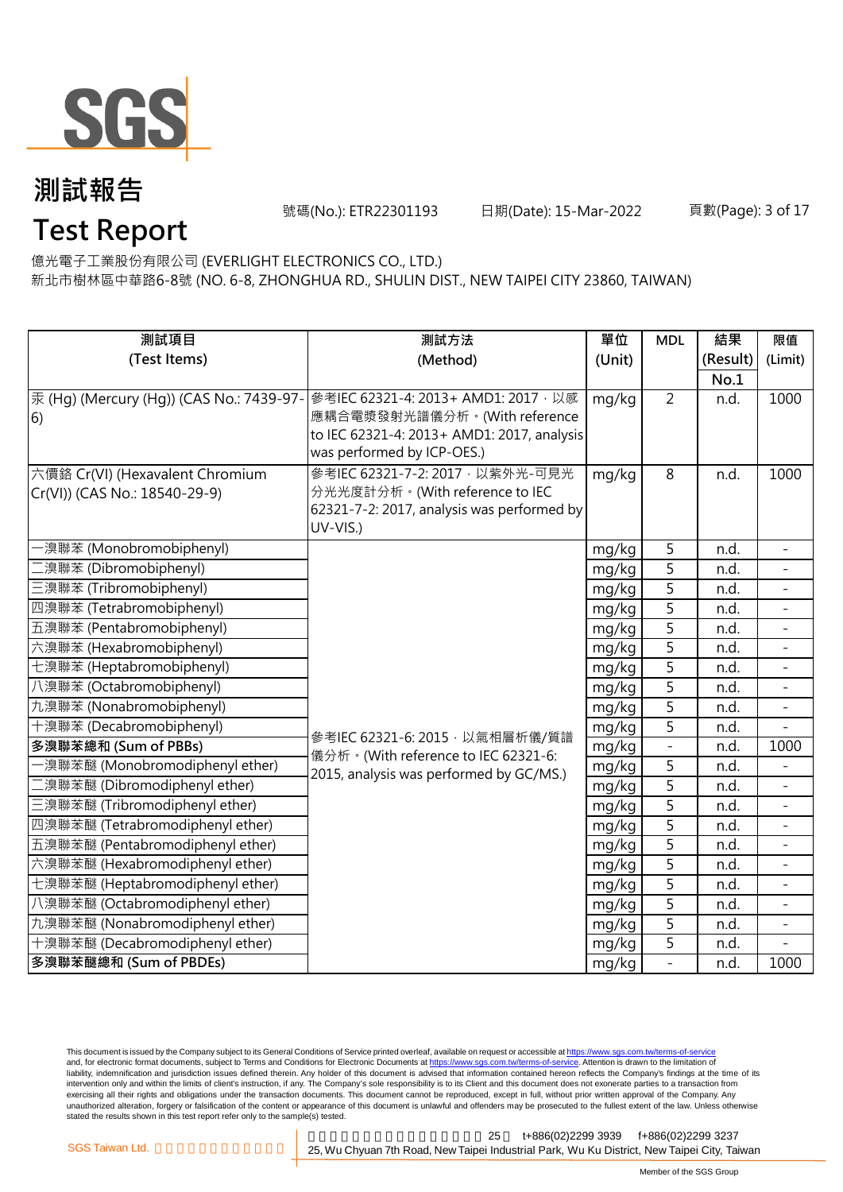# 測試報告

# Test Report

號碼(No.): ETR22301193　　日期(Date): 15-Mar-2022

億光電子工業股份有限公司 (EVERLIGHT ELECTRONICS CO., LTD.)
新北市樹林區中華路6-8號 (NO. 6-8, ZHONGHUA RD., SHULIN DIST., NEW TAIPEI CITY 23860, TAIWAN)

| 測試項目 (Test Items) | 測試方法 (Method) | 單位 (Unit) | MDL | 結果 (Result) No.1 | 限值 (Limit) |
|---|---|---|---|---|---|
| 汞 (Hg) (Mercury (Hg)) (CAS No.: 7439-97-6) | 參考IEC 62321-4: 2013+ AMD1: 2017，以感應耦合電漿發射光譜儀分析。(With reference to IEC 62321-4: 2013+ AMD1: 2017, analysis was performed by ICP-OES.) | mg/kg | 2 | n.d. | 1000 |
| 六價鉻 Cr(VI) (Hexavalent Chromium Cr(VI)) (CAS No.: 18540-29-9) | 參考IEC 62321-7-2: 2017，以紫外光-可見光分光光度計分析。(With reference to IEC 62321-7-2: 2017, analysis was performed by UV-VIS.) | mg/kg | 8 | n.d. | 1000 |
| 一溴聯苯 (Monobromobiphenyl) | 參考IEC 62321-6: 2015，以氣相層析儀/質譜儀分析。(With reference to IEC 62321-6: 2015, analysis was performed by GC/MS.) | mg/kg | 5 | n.d. | - |
| 二溴聯苯 (Dibromobiphenyl) | | mg/kg | 5 | n.d. | - |
| 三溴聯苯 (Tribromobiphenyl) | | mg/kg | 5 | n.d. | - |
| 四溴聯苯 (Tetrabromobiphenyl) | | mg/kg | 5 | n.d. | - |
| 五溴聯苯 (Pentabromobiphenyl) | | mg/kg | 5 | n.d. | - |
| 六溴聯苯 (Hexabromobiphenyl) | | mg/kg | 5 | n.d. | - |
| 七溴聯苯 (Heptabromobiphenyl) | | mg/kg | 5 | n.d. | - |
| 八溴聯苯 (Octabromobiphenyl) | | mg/kg | 5 | n.d. | - |
| 九溴聯苯 (Nonabromobiphenyl) | | mg/kg | 5 | n.d. | - |
| 十溴聯苯 (Decabromobiphenyl) | | mg/kg | 5 | n.d. | - |
| **多溴聯苯總和 (Sum of PBBs)** | | mg/kg | - | n.d. | 1000 |
| 一溴聯苯醚 (Monobromodiphenyl ether) | | mg/kg | 5 | n.d. | - |
| 二溴聯苯醚 (Dibromodiphenyl ether) | | mg/kg | 5 | n.d. | - |
| 三溴聯苯醚 (Tribromodiphenyl ether) | | mg/kg | 5 | n.d. | - |
| 四溴聯苯醚 (Tetrabromodiphenyl ether) | | mg/kg | 5 | n.d. | - |
| 五溴聯苯醚 (Pentabromodiphenyl ether) | | mg/kg | 5 | n.d. | - |
| 六溴聯苯醚 (Hexabromodiphenyl ether) | | mg/kg | 5 | n.d. | - |
| 七溴聯苯醚 (Heptabromodiphenyl ether) | | mg/kg | 5 | n.d. | - |
| 八溴聯苯醚 (Octabromodiphenyl ether) | | mg/kg | 5 | n.d. | - |
| 九溴聯苯醚 (Nonabromodiphenyl ether) | | mg/kg | 5 | n.d. | - |
| 十溴聯苯醚 (Decabromodiphenyl ether) | | mg/kg | 5 | n.d. | - |
| **多溴聯苯醚總和 (Sum of PBDEs)** | | mg/kg | - | n.d. | 1000 |

This document is issued by the Company subject to its General Conditions of Service printed overleaf, available on request or accessible at https://www.sgs.com.tw/terms-of-service and, for electronic format documents, subject to Terms and Conditions for Electronic Documents at https://www.sgs.com.tw/terms-of-service. Attention is drawn to the limitation of liability, indemnification and jurisdiction issues defined therein. Any holder of this document is advised that information contained hereon reflects the Company's findings at the time of its intervention only and within the limits of client's instruction, if any. The Company's sole responsibility is to its Client and this document does not exonerate parties to a transaction from exercising all their rights and obligations under the transaction documents. This document cannot be reproduced, except in full, without prior written approval of the Company. Any unauthorized alteration, forgery or falsification of the content or appearance of this document is unlawful and offenders may be prosecuted to the fullest extent of the law. Unless otherwise stated the results shown in this test report refer only to the sample(s) tested.

SGS Taiwan Ltd. 25, Wu Chyuan 7th Road, New Taipei Industrial Park, Wu Ku District, New Taipei City, Taiwan t+886(02)2299 3939 f+886(02)2299 3237

Member of the SGS Group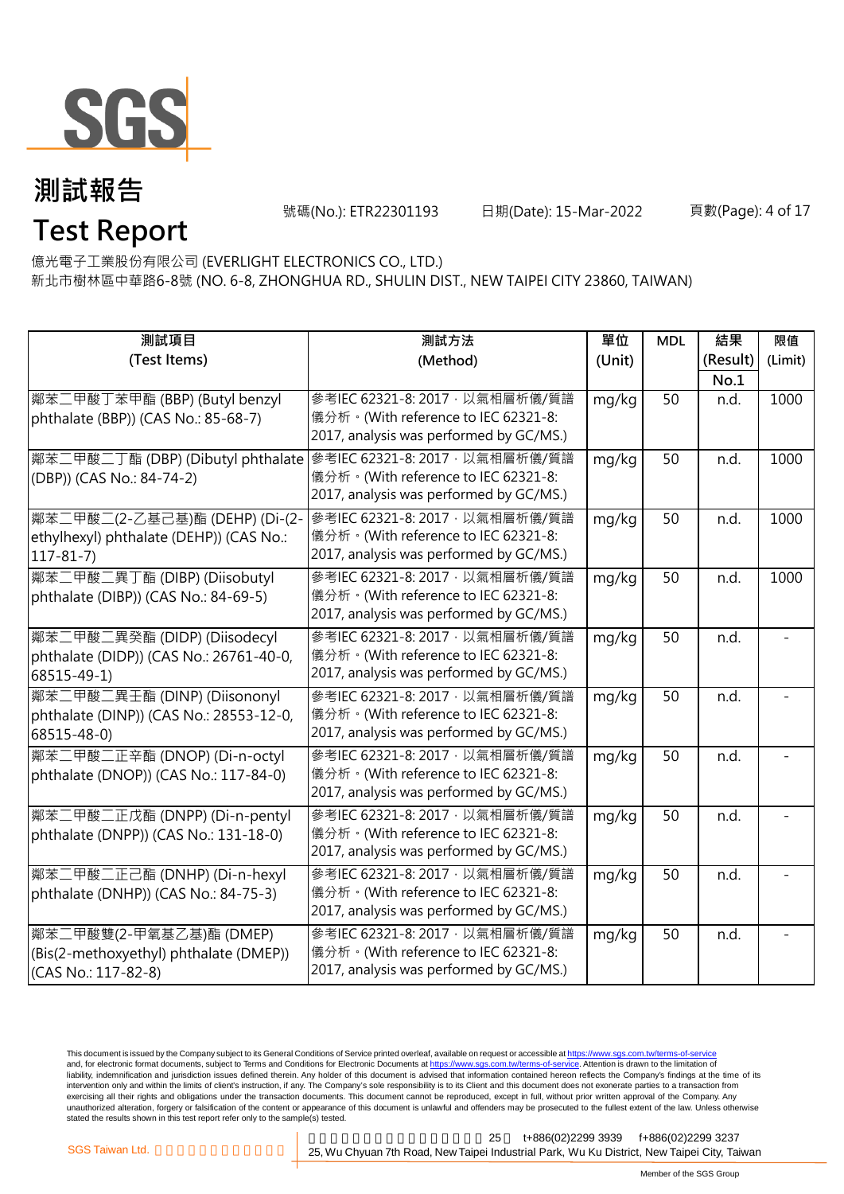# 測試報告

# Test Report

號碼(No.): ETR22301193　　日期(Date): 15-Mar-2022

億光電子工業股份有限公司 (EVERLIGHT ELECTRONICS CO., LTD.)
新北市樹林區中華路6-8號 (NO. 6-8, ZHONGHUA RD., SHULIN DIST., NEW TAIPEI CITY 23860, TAIWAN)

| 測試項目 (Test Items) | 測試方法 (Method) | 單位 (Unit) | MDL | 結果 (Result) No.1 | 限值 (Limit) |
|---|---|---|---|---|---|
| 鄰苯二甲酸丁苯甲酯 (BBP) (Butyl benzyl phthalate (BBP)) (CAS No.: 85-68-7) | 參考IEC 62321-8: 2017，以氣相層析儀/質譜儀分析。(With reference to IEC 62321-8: 2017, analysis was performed by GC/MS.) | mg/kg | 50 | n.d. | 1000 |
| 鄰苯二甲酸二丁酯 (DBP) (Dibutyl phthalate (DBP)) (CAS No.: 84-74-2) | 參考IEC 62321-8: 2017，以氣相層析儀/質譜儀分析。(With reference to IEC 62321-8: 2017, analysis was performed by GC/MS.) | mg/kg | 50 | n.d. | 1000 |
| 鄰苯二甲酸二(2-乙基己基)酯 (DEHP) (Di-(2-ethylhexyl) phthalate (DEHP)) (CAS No.: 117-81-7) | 參考IEC 62321-8: 2017，以氣相層析儀/質譜儀分析。(With reference to IEC 62321-8: 2017, analysis was performed by GC/MS.) | mg/kg | 50 | n.d. | 1000 |
| 鄰苯二甲酸二異丁酯 (DIBP) (Diisobutyl phthalate (DIBP)) (CAS No.: 84-69-5) | 參考IEC 62321-8: 2017，以氣相層析儀/質譜儀分析。(With reference to IEC 62321-8: 2017, analysis was performed by GC/MS.) | mg/kg | 50 | n.d. | 1000 |
| 鄰苯二甲酸二異癸酯 (DIDP) (Diisodecyl phthalate (DIDP)) (CAS No.: 26761-40-0, 68515-49-1) | 參考IEC 62321-8: 2017，以氣相層析儀/質譜儀分析。(With reference to IEC 62321-8: 2017, analysis was performed by GC/MS.) | mg/kg | 50 | n.d. | - |
| 鄰苯二甲酸二異壬酯 (DINP) (Diisononyl phthalate (DINP)) (CAS No.: 28553-12-0, 68515-48-0) | 參考IEC 62321-8: 2017，以氣相層析儀/質譜儀分析。(With reference to IEC 62321-8: 2017, analysis was performed by GC/MS.) | mg/kg | 50 | n.d. | - |
| 鄰苯二甲酸二正辛酯 (DNOP) (Di-n-octyl phthalate (DNOP)) (CAS No.: 117-84-0) | 參考IEC 62321-8: 2017，以氣相層析儀/質譜儀分析。(With reference to IEC 62321-8: 2017, analysis was performed by GC/MS.) | mg/kg | 50 | n.d. | - |
| 鄰苯二甲酸二正戊酯 (DNPP) (Di-n-pentyl phthalate (DNPP)) (CAS No.: 131-18-0) | 參考IEC 62321-8: 2017，以氣相層析儀/質譜儀分析。(With reference to IEC 62321-8: 2017, analysis was performed by GC/MS.) | mg/kg | 50 | n.d. | - |
| 鄰苯二甲酸二正己酯 (DNHP) (Di-n-hexyl phthalate (DNHP)) (CAS No.: 84-75-3) | 參考IEC 62321-8: 2017，以氣相層析儀/質譜儀分析。(With reference to IEC 62321-8: 2017, analysis was performed by GC/MS.) | mg/kg | 50 | n.d. | - |
| 鄰苯二甲酸雙(2-甲氧基乙基)酯 (DMEP) (Bis(2-methoxyethyl) phthalate (DMEP)) (CAS No.: 117-82-8) | 參考IEC 62321-8: 2017，以氣相層析儀/質譜儀分析。(With reference to IEC 62321-8: 2017, analysis was performed by GC/MS.) | mg/kg | 50 | n.d. | - |

This document is issued by the Company subject to its General Conditions of Service printed overleaf, available on request or accessible at https://www.sgs.com.tw/terms-of-service and, for electronic format documents, subject to Terms and Conditions for Electronic Documents at https://www.sgs.com.tw/terms-of-service. Attention is drawn to the limitation of liability, indemnification and jurisdiction issues defined therein. Any holder of this document is advised that information contained hereon reflects the Company's findings at the time of its intervention only and within the limits of client's instruction, if any. The Company's sole responsibility is to its Client and this document does not exonerate parties to a transaction from exercising all their rights and obligations under the transaction documents. This document cannot be reproduced, except in full, without prior written approval of the Company. Any unauthorized alteration, forgery or falsification of the content or appearance of this document is unlawful and offenders may be prosecuted to the fullest extent of the law. Unless otherwise stated the results shown in this test report refer only to the sample(s) tested.

SGS Taiwan Ltd. 25, Wu Chyuan 7th Road, New Taipei Industrial Park, Wu Ku District, New Taipei City, Taiwan t+886(02)2299 3939 f+886(02)2299 3237

Member of the SGS Group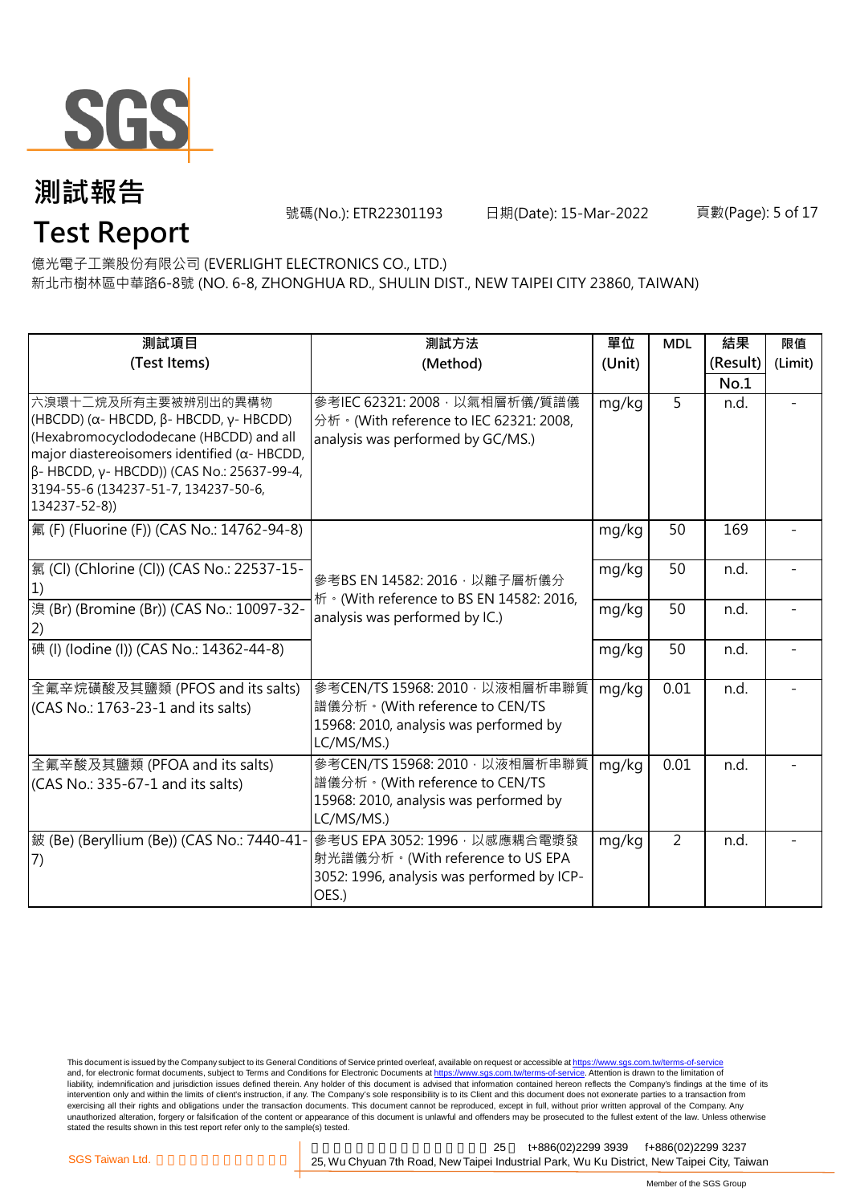# 測試報告

# Test Report

號碼(No.): ETR22301193　　日期(Date): 15-Mar-2022

億光電子工業股份有限公司 (EVERLIGHT ELECTRONICS CO., LTD.)
新北市樹林區中華路6-8號 (NO. 6-8, ZHONGHUA RD., SHULIN DIST., NEW TAIPEI CITY 23860, TAIWAN)

| 測試項目 (Test Items) | 測試方法 (Method) | 單位 (Unit) | MDL | 結果 (Result) No.1 | 限值 (Limit) |
|---|---|---|---|---|---|
| 六溴環十二烷及所有主要被辨別出的異構物 (HBCDD) (α- HBCDD, β- HBCDD, γ- HBCDD) (Hexabromocyclododecane (HBCDD) and all major diastereoisomers identified (α- HBCDD, β- HBCDD, γ- HBCDD)) (CAS No.: 25637-99-4, 3194-55-6 (134237-51-7, 134237-50-6, 134237-52-8)) | 參考IEC 62321: 2008，以氣相層析儀/質譜儀分析。(With reference to IEC 62321: 2008, analysis was performed by GC/MS.) | mg/kg | 5 | n.d. | - |
| 氟 (F) (Fluorine (F)) (CAS No.: 14762-94-8) | 參考BS EN 14582: 2016，以離子層析儀分析。(With reference to BS EN 14582: 2016, analysis was performed by IC.) | mg/kg | 50 | 169 | - |
| 氯 (Cl) (Chlorine (Cl)) (CAS No.: 22537-15-1) | | mg/kg | 50 | n.d. | - |
| 溴 (Br) (Bromine (Br)) (CAS No.: 10097-32-2) | | mg/kg | 50 | n.d. | - |
| 碘 (I) (Iodine (I)) (CAS No.: 14362-44-8) | | mg/kg | 50 | n.d. | - |
| 全氟辛烷磺酸及其鹽類 (PFOS and its salts) (CAS No.: 1763-23-1 and its salts) | 參考CEN/TS 15968: 2010，以液相層析串聯質譜儀分析。(With reference to CEN/TS 15968: 2010, analysis was performed by LC/MS/MS.) | mg/kg | 0.01 | n.d. | - |
| 全氟辛酸及其鹽類 (PFOA and its salts) (CAS No.: 335-67-1 and its salts) | 參考CEN/TS 15968: 2010，以液相層析串聯質譜儀分析。(With reference to CEN/TS 15968: 2010, analysis was performed by LC/MS/MS.) | mg/kg | 0.01 | n.d. | - |
| 鈹 (Be) (Beryllium (Be)) (CAS No.: 7440-41-7) | 參考US EPA 3052: 1996，以感應耦合電漿發射光譜儀分析。(With reference to US EPA 3052: 1996, analysis was performed by ICP-OES.) | mg/kg | 2 | n.d. | - |

This document is issued by the Company subject to its General Conditions of Service printed overleaf, available on request or accessible at https://www.sgs.com.tw/terms-of-service and, for electronic format documents, subject to Terms and Conditions for Electronic Documents at https://www.sgs.com.tw/terms-of-service. Attention is drawn to the limitation of liability, indemnification and jurisdiction issues defined therein. Any holder of this document is advised that information contained hereon reflects the Company's findings at the time of its intervention only and within the limits of client's instruction, if any. The Company's sole responsibility is to its Client and this document does not exonerate parties to a transaction from exercising all their rights and obligations under the transaction documents. This document cannot be reproduced, except in full, without prior written approval of the Company. Any unauthorized alteration, forgery or falsification of the content or appearance of this document is unlawful and offenders may be prosecuted to the fullest extent of the law. Unless otherwise stated the results shown in this test report refer only to the sample(s) tested.

SGS Taiwan Ltd. | 25, Wu Chyuan 7th Road, New Taipei Industrial Park, Wu Ku District, New Taipei City, Taiwan | t+886(02)2299 3939 | f+886(02)2299 3237

Member of the SGS Group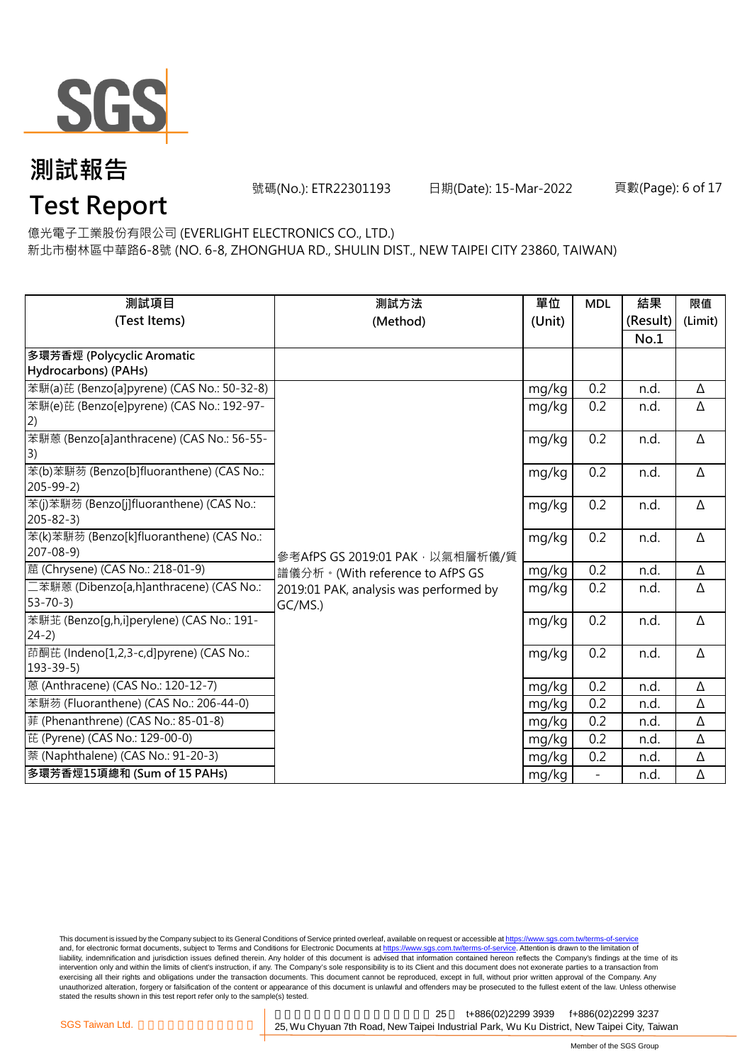# 測試報告

# Test Report

號碼(No.): ETR22301193 日期(Date): 15-Mar-2022

億光電子工業股份有限公司 (EVERLIGHT ELECTRONICS CO., LTD.)
新北市樹林區中華路6-8號 (NO. 6-8, ZHONGHUA RD., SHULIN DIST., NEW TAIPEI CITY 23860, TAIWAN)

| 測試項目 (Test Items) | 測試方法 (Method) | 單位 (Unit) | MDL | 結果 (Result) No.1 | 限值 (Limit) |
|---|---|---|---|---|---|
| **多環芳香烴 (Polycyclic Aromatic Hydrocarbons) (PAHs)** | | | | | |
| 苯駢(a)芘 (Benzo[a]pyrene) (CAS No.: 50-32-8) | 參考AfPS GS 2019:01 PAK，以氣相層析儀/質譜儀分析。(With reference to AfPS GS 2019:01 PAK, analysis was performed by GC/MS.) | mg/kg | 0.2 | n.d. | Δ |
| 苯駢(e)芘 (Benzo[e]pyrene) (CAS No.: 192-97-2) | | mg/kg | 0.2 | n.d. | Δ |
| 苯駢蒽 (Benzo[a]anthracene) (CAS No.: 56-55-3) | | mg/kg | 0.2 | n.d. | Δ |
| 苯(b)苯駢芴 (Benzo[b]fluoranthene) (CAS No.: 205-99-2) | | mg/kg | 0.2 | n.d. | Δ |
| 苯(j)苯駢芴 (Benzo[j]fluoranthene) (CAS No.: 205-82-3) | | mg/kg | 0.2 | n.d. | Δ |
| 苯(k)苯駢芴 (Benzo[k]fluoranthene) (CAS No.: 207-08-9) | | mg/kg | 0.2 | n.d. | Δ |
| 䓛 (Chrysene) (CAS No.: 218-01-9) | | mg/kg | 0.2 | n.d. | Δ |
| 二苯駢蒽 (Dibenzo[a,h]anthracene) (CAS No.: 53-70-3) | | mg/kg | 0.2 | n.d. | Δ |
| 苯駢苝 (Benzo[g,h,i]perylene) (CAS No.: 191-24-2) | | mg/kg | 0.2 | n.d. | Δ |
| 茚酮芘 (Indeno[1,2,3-c,d]pyrene) (CAS No.: 193-39-5) | | mg/kg | 0.2 | n.d. | Δ |
| 蒽 (Anthracene) (CAS No.: 120-12-7) | | mg/kg | 0.2 | n.d. | Δ |
| 苯駢芴 (Fluoranthene) (CAS No.: 206-44-0) | | mg/kg | 0.2 | n.d. | Δ |
| 菲 (Phenanthrene) (CAS No.: 85-01-8) | | mg/kg | 0.2 | n.d. | Δ |
| 芘 (Pyrene) (CAS No.: 129-00-0) | | mg/kg | 0.2 | n.d. | Δ |
| 萘 (Naphthalene) (CAS No.: 91-20-3) | | mg/kg | 0.2 | n.d. | Δ |
| **多環芳香烴15項總和 (Sum of 15 PAHs)** | | mg/kg | - | n.d. | Δ |

This document is issued by the Company subject to its General Conditions of Service printed overleaf, available on request or accessible at https://www.sgs.com.tw/terms-of-service and, for electronic format documents, subject to Terms and Conditions for Electronic Documents at https://www.sgs.com.tw/terms-of-service. Attention is drawn to the limitation of liability, indemnification and jurisdiction issues defined therein. Any holder of this document is advised that information contained hereon reflects the Company's findings at the time of its intervention only and within the limits of client's instruction, if any. The Company's sole responsibility is to its Client and this document does not exonerate parties to a transaction from exercising all their rights and obligations under the transaction documents. This document cannot be reproduced, except in full, without prior written approval of the Company. Any unauthorized alteration, forgery or falsification of the content or appearance of this document is unlawful and offenders may be prosecuted to the fullest extent of the law. Unless otherwise stated the results shown in this test report refer only to the sample(s) tested.

SGS Taiwan Ltd. 25, Wu Chyuan 7th Road, New Taipei Industrial Park, Wu Ku District, New Taipei City, Taiwan t+886(02)2299 3939 f+886(02)2299 3237

Member of the SGS Group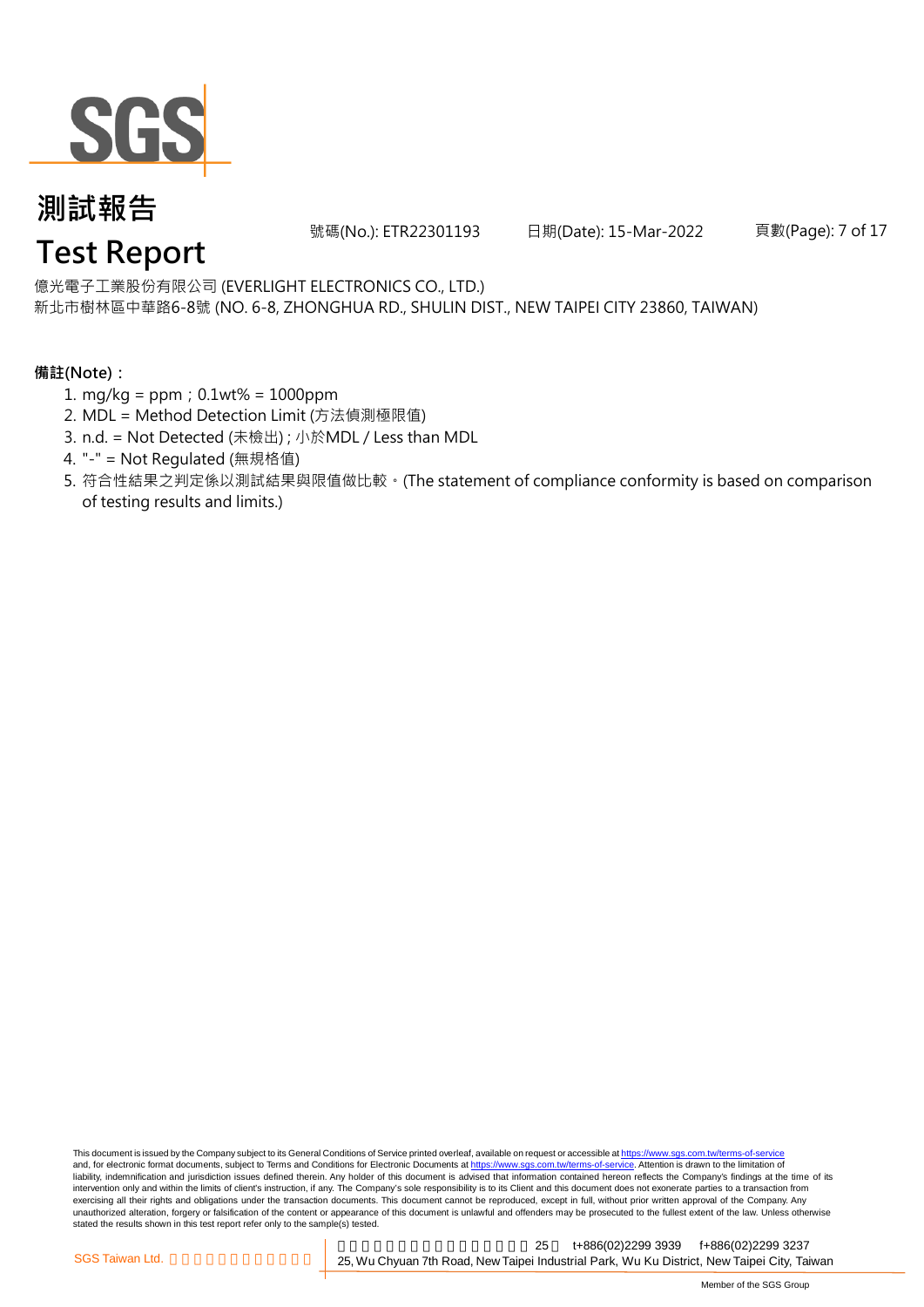億光電子工業股份有限公司 (EVERLIGHT ELECTRONICS CO., LTD.)
新北市樹林區中華路6-8號 (NO. 6-8, ZHONGHUA RD., SHULIN DIST., NEW TAIPEI CITY 23860, TAIWAN)

**備註(Note)：**

1. mg/kg = ppm；0.1wt% = 1000ppm
2. MDL = Method Detection Limit (方法偵測極限值)
3. n.d. = Not Detected (未檢出) ; 小於MDL / Less than MDL
4. "-" = Not Regulated (無規格值)
5. 符合性結果之判定係以測試結果與限值做比較。(The statement of compliance conformity is based on comparison of testing results and limits.)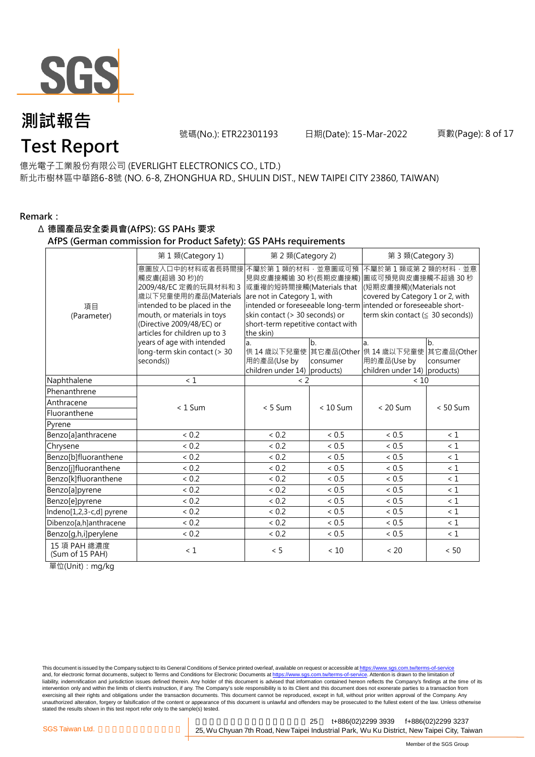# 測試報告

# Test Report

號碼(No.): ETR22301193　日期(Date): 15-Mar-2022

億光電子工業股份有限公司 (EVERLIGHT ELECTRONICS CO., LTD.)
新北市樹林區中華路6-8號 (NO. 6-8, ZHONGHUA RD., SHULIN DIST., NEW TAIPEI CITY 23860, TAIWAN)

**Remark：**

**Δ 德國產品安全委員會(AfPS): GS PAHs 要求**
**AfPS (German commission for Product Safety): GS PAHs requirements**

| 項目 (Parameter) | 第 1 類(Category 1) | 第 2 類(Category 2) | | 第 3 類(Category 3) | |
|---|---|---|---|---|---|
| | 意圖放入口中的材料或者長時間接觸皮膚(超過 30 秒)的 2009/48/EC 定義的玩具材料和 3 歲以下兒童使用的產品(Materials intended to be placed in the mouth, or materials in toys (Directive 2009/48/EC) or articles for children up to 3 years of age with intended long-term skin contact (> 30 seconds)) | 不屬於第 1 類的材料，並意圖或可預見與皮膚接觸逾 30 秒(長期皮膚接觸)或重複的短時間接觸(Materials that are not in Category 1, with intended or foreseeable long-term skin contact (> 30 seconds) or short-term repetitive contact with the skin) | | 不屬於第 1 類或第 2 類的材料，並意圖或可預見與皮膚接觸不超過 30 秒(短期皮膚接觸)(Materials not covered by Category 1 or 2, with intended or foreseeable short-term skin contact (≦ 30 seconds)) | |
| | | a. 供 14 歲以下兒童使用的產品(Use by children under 14) | b. 其它產品(Other consumer products) | a. 供 14 歲以下兒童使用的產品(Use by children under 14) | b. 其它產品(Other consumer products) |
| Naphthalene | < 1 | < 2 | | < 10 | |
| Phenanthrene | < 1 Sum | < 5 Sum | < 10 Sum | < 20 Sum | < 50 Sum |
| Anthracene | | | | | |
| Fluoranthene | | | | | |
| Pyrene | | | | | |
| Benzo[a]anthracene | < 0.2 | < 0.2 | < 0.5 | < 0.5 | < 1 |
| Chrysene | < 0.2 | < 0.2 | < 0.5 | < 0.5 | < 1 |
| Benzo[b]fluoranthene | < 0.2 | < 0.2 | < 0.5 | < 0.5 | < 1 |
| Benzo[j]fluoranthene | < 0.2 | < 0.2 | < 0.5 | < 0.5 | < 1 |
| Benzo[k]fluoranthene | < 0.2 | < 0.2 | < 0.5 | < 0.5 | < 1 |
| Benzo[a]pyrene | < 0.2 | < 0.2 | < 0.5 | < 0.5 | < 1 |
| Benzo[e]pyrene | < 0.2 | < 0.2 | < 0.5 | < 0.5 | < 1 |
| Indeno[1,2,3-c,d] pyrene | < 0.2 | < 0.2 | < 0.5 | < 0.5 | < 1 |
| Dibenzo[a,h]anthracene | < 0.2 | < 0.2 | < 0.5 | < 0.5 | < 1 |
| Benzo[g,h,i]perylene | < 0.2 | < 0.2 | < 0.5 | < 0.5 | < 1 |
| 15 項 PAH 總濃度 (Sum of 15 PAH) | < 1 | < 5 | < 10 | < 20 | < 50 |

單位(Unit)：mg/kg

This document is issued by the Company subject to its General Conditions of Service printed overleaf, available on request or accessible at https://www.sgs.com.tw/terms-of-service and, for electronic format documents, subject to Terms and Conditions for Electronic Documents at https://www.sgs.com.tw/terms-of-service. Attention is drawn to the limitation of liability, indemnification and jurisdiction issues defined therein. Any holder of this document is advised that information contained hereon reflects the Company's findings at the time of its intervention only and within the limits of client's instruction, if any. The Company's sole responsibility is to its Client and this document does not exonerate parties to a transaction from exercising all their rights and obligations under the transaction documents. This document cannot be reproduced, except in full, without prior written approval of the Company. Any unauthorized alteration, forgery or falsification of the content or appearance of this document is unlawful and offenders may be prosecuted to the fullest extent of the law. Unless otherwise stated the results shown in this test report refer only to the sample(s) tested.

SGS Taiwan Ltd. 25 t+886(02)2299 3939 f+886(02)2299 3237
25, Wu Chyuan 7th Road, New Taipei Industrial Park, Wu Ku District, New Taipei City, Taiwan

Member of the SGS Group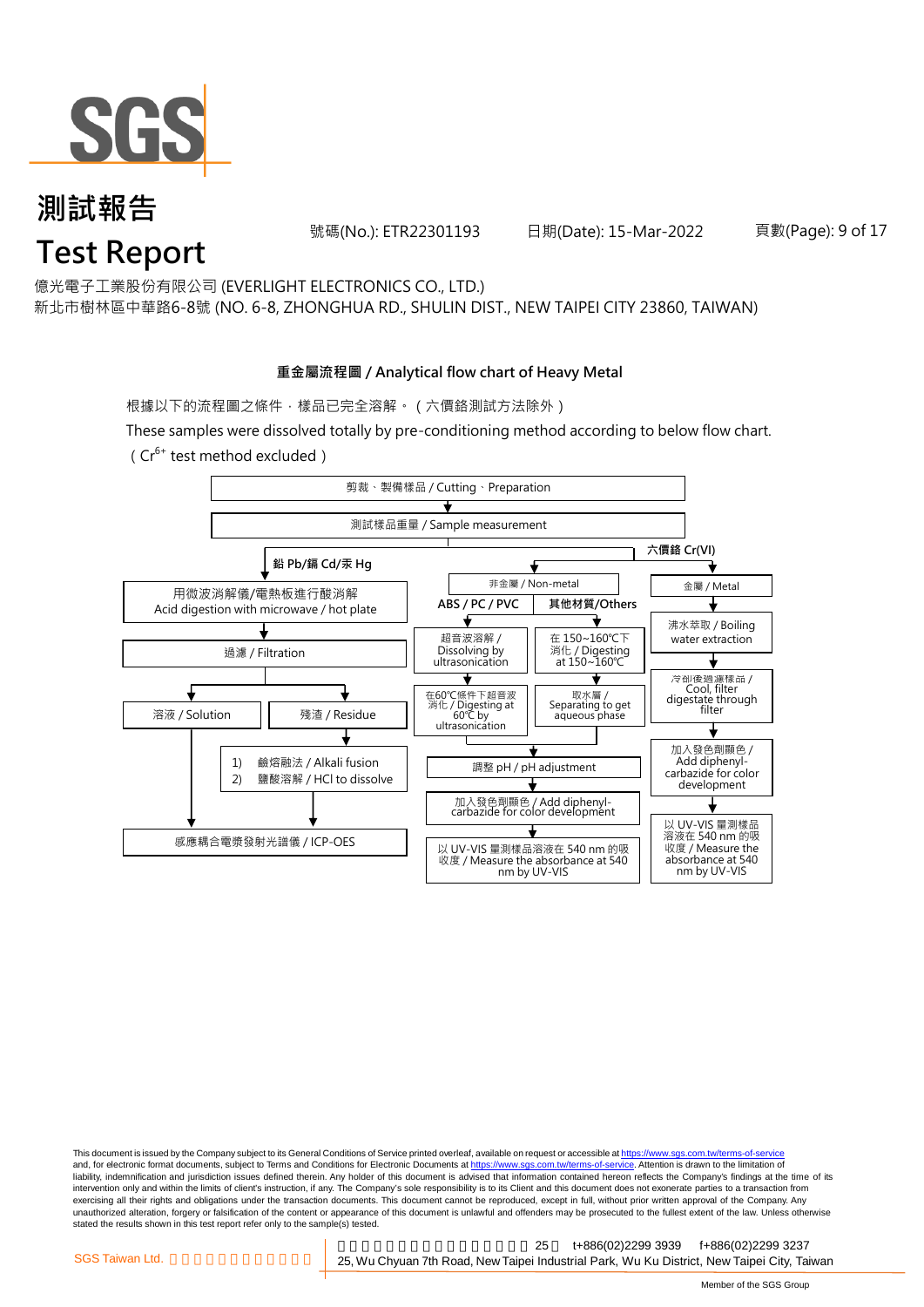# 測試報告
# Test Report

號碼(No.): ETR22301193　　日期(Date): 15-Mar-2022

億光電子工業股份有限公司 (EVERLIGHT ELECTRONICS CO., LTD.)
新北市樹林區中華路6-8號 (NO. 6-8, ZHONGHUA RD., SHULIN DIST., NEW TAIPEI CITY 23860, TAIWAN)

**重金屬流程圖 / Analytical flow chart of Heavy Metal**

根據以下的流程圖之條件，樣品已完全溶解。（六價鉻測試方法除外）

These samples were dissolved totally by pre-conditioning method according to below flow chart.

（$Cr^{6+}$ test method excluded）

剪裁、製備樣品 / Cutting、Preparation
↓
測試樣品重量 / Sample measurement

**鉛 Pb/鎘 Cd/汞 Hg**
- 用微波消解儀/電熱板進行酸消解 Acid digestion with microwave / hot plate
- ↓ 過濾 / Filtration
- ↓ 溶液 / Solution → 感應耦合電漿發射光譜儀 / ICP-OES
- ↓ 殘渣 / Residue → 1) 鹼熔融法 / Alkali fusion 2) 鹽酸溶解 / HCl to dissolve → 感應耦合電漿發射光譜儀 / ICP-OES

**六價鉻 Cr(VI)**

非金屬 / Non-metal
- **ABS / PC / PVC**: 超音波溶解 / Dissolving by ultrasonication → 在60℃條件下超音波消化 / Digesting at 60℃ by ultrasonication
- **其他材質/Others**: 在 150~160℃下消化 / Digesting at 150~160℃ → 取水層 / Separating to get aqueous phase
- → 調整 pH / pH adjustment → 加入發色劑顯色 / Add diphenyl-carbazide for color development → 以 UV-VIS 量測樣品溶液在 540 nm 的吸收度 / Measure the absorbance at 540 nm by UV-VIS

金屬 / Metal
- 沸水萃取 / Boiling water extraction → 冷卻後過濾樣品 / Cool, filter digestate through filter → 加入發色劑顯色 / Add diphenyl-carbazide for color development → 以 UV-VIS 量測樣品溶液在 540 nm 的吸收度 / Measure the absorbance at 540 nm by UV-VIS

This document is issued by the Company subject to its General Conditions of Service printed overleaf, available on request or accessible at https://www.sgs.com.tw/terms-of-service and, for electronic format documents, subject to Terms and Conditions for Electronic Documents at https://www.sgs.com.tw/terms-of-service. Attention is drawn to the limitation of liability, indemnification and jurisdiction issues defined therein. Any holder of this document is advised that information contained hereon reflects the Company's findings at the time of its intervention only and within the limits of client's instruction, if any. The Company's sole responsibility is to its Client and this document does not exonerate parties to a transaction from exercising all their rights and obligations under the transaction documents. This document cannot be reproduced, except in full, without prior written approval of the Company. Any unauthorized alteration, forgery or falsification of the content or appearance of this document is unlawful and offenders may be prosecuted to the fullest extent of the law. Unless otherwise stated the results shown in this test report refer only to the sample(s) tested.

SGS Taiwan Ltd. 25, Wu Chyuan 7th Road, New Taipei Industrial Park, Wu Ku District, New Taipei City, Taiwan t+886(02)2299 3939 f+886(02)2299 3237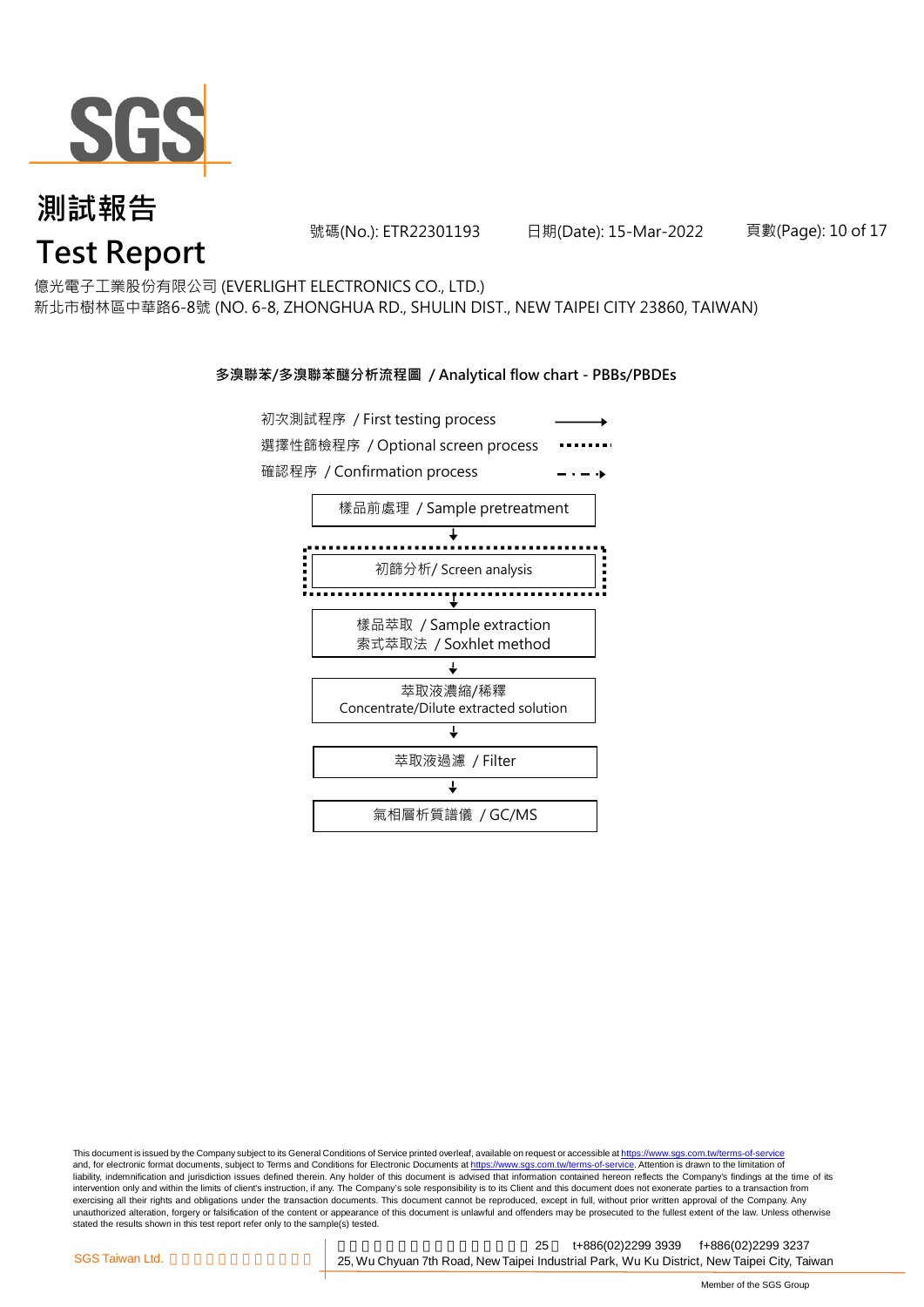# 測試報告
# Test Report

號碼(No.): ETR22301193 日期(Date): 15-Mar-2022

億光電子工業股份有限公司 (EVERLIGHT ELECTRONICS CO., LTD.)
新北市樹林區中華路6-8號 (NO. 6-8, ZHONGHUA RD., SHULIN DIST., NEW TAIPEI CITY 23860, TAIWAN)

**多溴聯苯/多溴聯苯醚分析流程圖 / Analytical flow chart - PBBs/PBDEs**

初次測試程序 / First testing process
選擇性篩檢程序 / Optional screen process
確認程序 / Confirmation process

樣品前處理 / Sample pretreatment
↓
初篩分析/ Screen analysis
↓
樣品萃取 / Sample extraction
索式萃取法 / Soxhlet method
↓
萃取液濃縮/稀釋
Concentrate/Dilute extracted solution
↓
萃取液過濾 / Filter
↓
氣相層析質譜儀 / GC/MS

This document is issued by the Company subject to its General Conditions of Service printed overleaf, available on request or accessible at https://www.sgs.com.tw/terms-of-service and, for electronic format documents, subject to Terms and Conditions for Electronic Documents at https://www.sgs.com.tw/terms-of-service. Attention is drawn to the limitation of liability, indemnification and jurisdiction issues defined therein. Any holder of this document is advised that information contained hereon reflects the Company's findings at the time of its intervention only and within the limits of client's instruction, if any. The Company's sole responsibility is to its Client and this document does not exonerate parties to a transaction from exercising all their rights and obligations under the transaction documents. This document cannot be reproduced, except in full, without prior written approval of the Company. Any unauthorized alteration, forgery or falsification of the content or appearance of this document is unlawful and offenders may be prosecuted to the fullest extent of the law. Unless otherwise stated the results shown in this test report refer only to the sample(s) tested.

SGS Taiwan Ltd. 25, Wu Chyuan 7th Road, New Taipei Industrial Park, Wu Ku District, New Taipei City, Taiwan t+886(02)2299 3939 f+886(02)2299 3237

Member of the SGS Group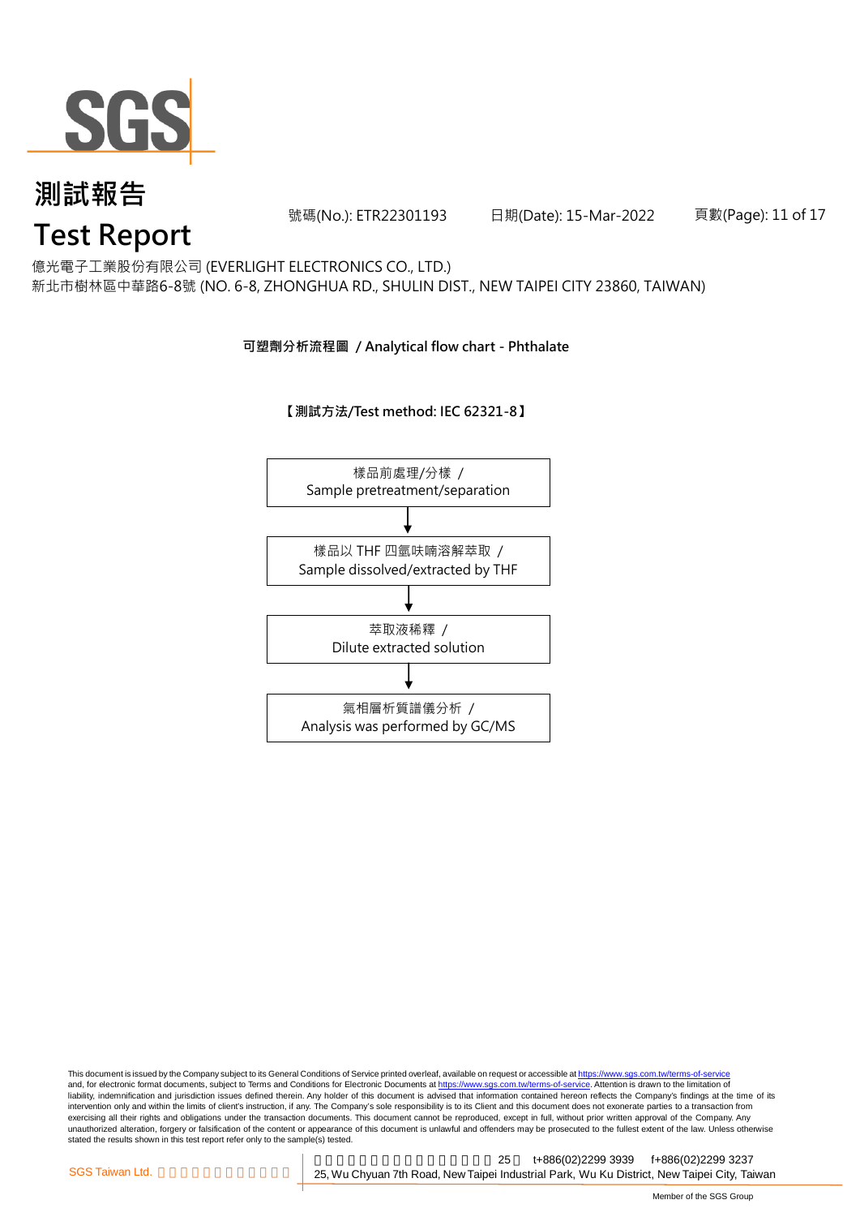# 測試報告
# Test Report

號碼(No.): ETR22301193 日期(Date): 15-Mar-2022

億光電子工業股份有限公司 (EVERLIGHT ELECTRONICS CO., LTD.)
新北市樹林區中華路6-8號 (NO. 6-8, ZHONGHUA RD., SHULIN DIST., NEW TAIPEI CITY 23860, TAIWAN)

**可塑劑分析流程圖 / Analytical flow chart - Phthalate**

**【測試方法/Test method: IEC 62321-8】**

樣品前處理/分樣 /
Sample pretreatment/separation

↓

樣品以 THF 四氫呋喃溶解萃取 /
Sample dissolved/extracted by THF

↓

萃取液稀釋 /
Dilute extracted solution

↓

氣相層析質譜儀分析 /
Analysis was performed by GC/MS

This document is issued by the Company subject to its General Conditions of Service printed overleaf, available on request or accessible at https://www.sgs.com.tw/terms-of-service and, for electronic format documents, subject to Terms and Conditions for Electronic Documents at https://www.sgs.com.tw/terms-of-service. Attention is drawn to the limitation of liability, indemnification and jurisdiction issues defined therein. Any holder of this document is advised that information contained hereon reflects the Company's findings at the time of its intervention only and within the limits of client's instruction, if any. The Company's sole responsibility is to its Client and this document does not exonerate parties to a transaction from exercising all their rights and obligations under the transaction documents. This document cannot be reproduced, except in full, without prior written approval of the Company. Any unauthorized alteration, forgery or falsification of the content or appearance of this document is unlawful and offenders may be prosecuted to the fullest extent of the law. Unless otherwise stated the results shown in this test report refer only to the sample(s) tested.

SGS Taiwan Ltd. 25 t+886(02)2299 3939 f+886(02)2299 3237
25, Wu Chyuan 7th Road, New Taipei Industrial Park, Wu Ku District, New Taipei City, Taiwan

Member of the SGS Group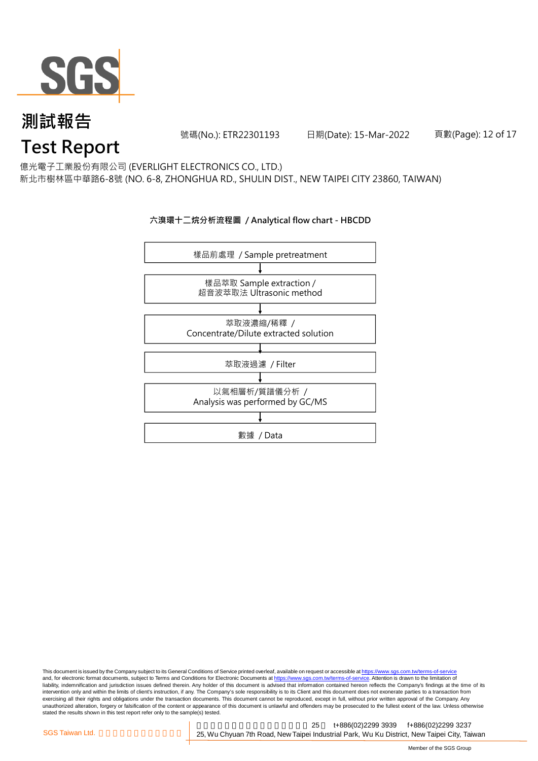# 測試報告

# Test Report

號碼(No.): ETR22301193　　日期(Date): 15-Mar-2022

億光電子工業股份有限公司 (EVERLIGHT ELECTRONICS CO., LTD.)
新北市樹林區中華路6-8號 (NO. 6-8, ZHONGHUA RD., SHULIN DIST., NEW TAIPEI CITY 23860, TAIWAN)

**六溴環十二烷分析流程圖 / Analytical flow chart - HBCDD**

樣品前處理 / Sample pretreatment

↓

樣品萃取 Sample extraction /
超音波萃取法 Ultrasonic method

↓

萃取液濃縮/稀釋 /
Concentrate/Dilute extracted solution

↓

萃取液過濾 / Filter

↓

以氣相層析/質譜儀分析 /
Analysis was performed by GC/MS

↓

數據 / Data

This document is issued by the Company subject to its General Conditions of Service printed overleaf, available on request or accessible at https://www.sgs.com.tw/terms-of-service and, for electronic format documents, subject to Terms and Conditions for Electronic Documents at https://www.sgs.com.tw/terms-of-service. Attention is drawn to the limitation of liability, indemnification and jurisdiction issues defined therein. Any holder of this document is advised that information contained hereon reflects the Company's findings at the time of its intervention only and within the limits of client's instruction, if any. The Company's sole responsibility is to its Client and this document does not exonerate parties to a transaction from exercising all their rights and obligations under the transaction documents. This document cannot be reproduced, except in full, without prior written approval of the Company. Any unauthorized alteration, forgery or falsification of the content or appearance of this document is unlawful and offenders may be prosecuted to the fullest extent of the law. Unless otherwise stated the results shown in this test report refer only to the sample(s) tested.

SGS Taiwan Ltd. | 25, Wu Chyuan 7th Road, New Taipei Industrial Park, Wu Ku District, New Taipei City, Taiwan | t+886(02)2299 3939 | f+886(02)2299 3237

Member of the SGS Group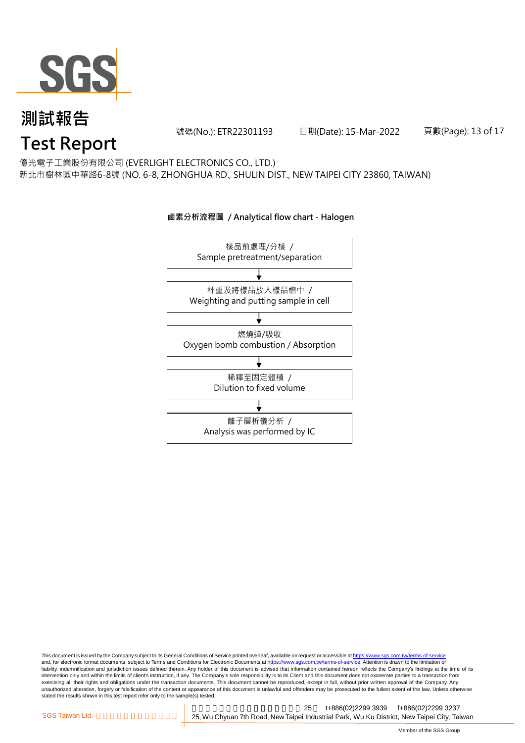億光電子工業股份有限公司 (EVERLIGHT ELECTRONICS CO., LTD.)
新北市樹林區中華路6-8號 (NO. 6-8, ZHONGHUA RD., SHULIN DIST., NEW TAIPEI CITY 23860, TAIWAN)

**鹵素分析流程圖 / Analytical flow chart - Halogen**

樣品前處理/分樣 / Sample pretreatment/separation

↓

秤重及將樣品放入樣品槽中 / Weighting and putting sample in cell

↓

燃燒彈/吸收 Oxygen bomb combustion / Absorption

↓

稀釋至固定體積 / Dilution to fixed volume

↓

離子層析儀分析 / Analysis was performed by IC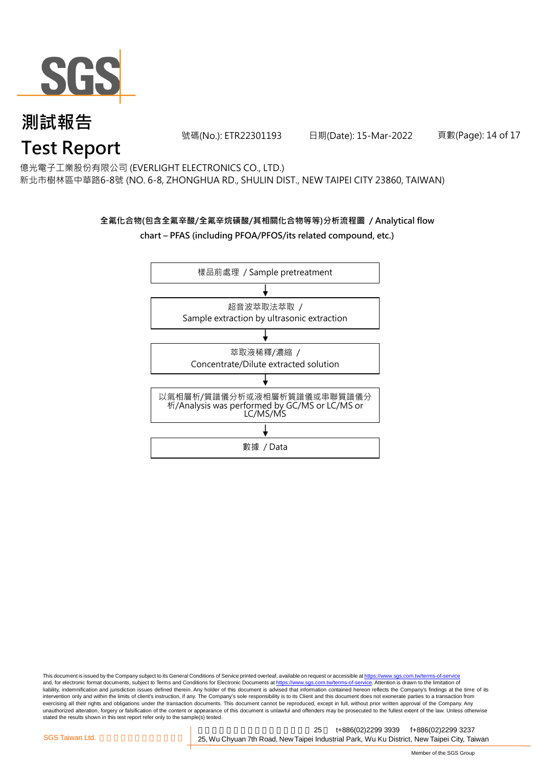# 測試報告

# Test Report

號碼(No.): ETR22301193　　日期(Date): 15-Mar-2022

億光電子工業股份有限公司 (EVERLIGHT ELECTRONICS CO., LTD.)

新北市樹林區中華路6-8號 (NO. 6-8, ZHONGHUA RD., SHULIN DIST., NEW TAIPEI CITY 23860, TAIWAN)

**全氟化合物(包含全氟辛酸/全氟辛烷磺酸/其相關化合物等等)分析流程圖 / Analytical flow chart – PFAS (including PFOA/PFOS/its related compound, etc.)**

樣品前處理 / Sample pretreatment

↓

超音波萃取法萃取 / Sample extraction by ultrasonic extraction

↓

萃取液稀釋/濃縮 / Concentrate/Dilute extracted solution

↓

以氣相層析/質譜儀分析或液相層析質譜儀或串聯質譜儀分析/Analysis was performed by GC/MS or LC/MS or LC/MS/MS

↓

數據 / Data

This document is issued by the Company subject to its General Conditions of Service printed overleaf, available on request or accessible at https://www.sgs.com.tw/terms-of-service and, for electronic format documents, subject to Terms and Conditions for Electronic Documents at https://www.sgs.com.tw/terms-of-service. Attention is drawn to the limitation of liability, indemnification and jurisdiction issues defined therein. Any holder of this document is advised that information contained hereon reflects the Company's findings at the time of its intervention only and within the limits of client's instruction, if any. The Company's sole responsibility is to its Client and this document does not exonerate parties to a transaction from exercising all their rights and obligations under the transaction documents. This document cannot be reproduced, except in full, without prior written approval of the Company. Any unauthorized alteration, forgery or falsification of the content or appearance of this document is unlawful and offenders may be prosecuted to the fullest extent of the law. Unless otherwise stated the results shown in this test report refer only to the sample(s) tested.

SGS Taiwan Ltd. | 25, Wu Chyuan 7th Road, New Taipei Industrial Park, Wu Ku District, New Taipei City, Taiwan | t+886(02)2299 3939 | f+886(02)2299 3237

Member of the SGS Group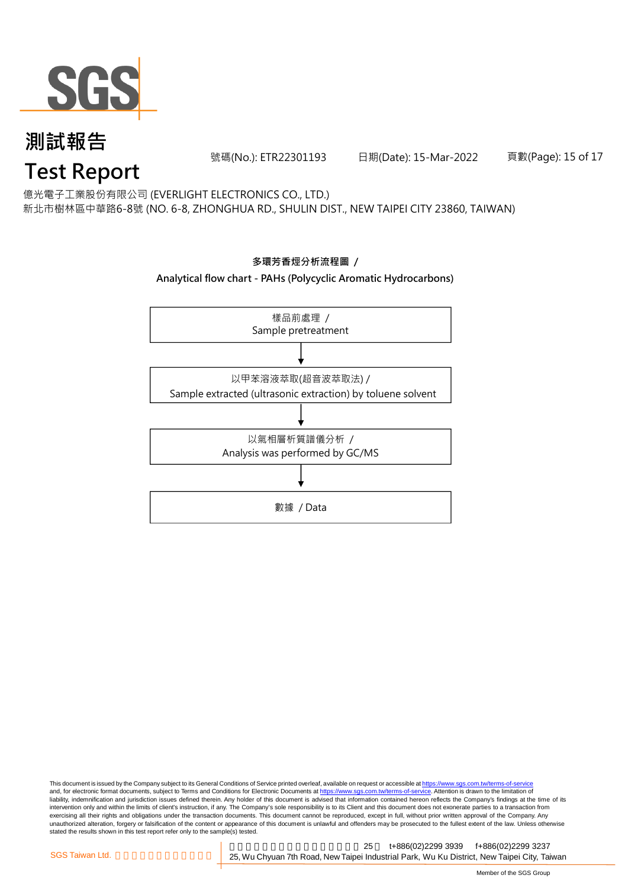# 測試報告

# Test Report

號碼(No.): ETR22301193　　日期(Date): 15-Mar-2022

億光電子工業股份有限公司 (EVERLIGHT ELECTRONICS CO., LTD.)
新北市樹林區中華路6-8號 (NO. 6-8, ZHONGHUA RD., SHULIN DIST., NEW TAIPEI CITY 23860, TAIWAN)

**多環芳香烴分析流程圖 /**
**Analytical flow chart - PAHs (Polycyclic Aromatic Hydrocarbons)**

樣品前處理 /
Sample pretreatment

↓

以甲苯溶液萃取(超音波萃取法) /
Sample extracted (ultrasonic extraction) by toluene solvent

↓

以氣相層析質譜儀分析 /
Analysis was performed by GC/MS

↓

數據 / Data

This document is issued by the Company subject to its General Conditions of Service printed overleaf, available on request or accessible at https://www.sgs.com.tw/terms-of-service and, for electronic format documents, subject to Terms and Conditions for Electronic Documents at https://www.sgs.com.tw/terms-of-service. Attention is drawn to the limitation of liability, indemnification and jurisdiction issues defined therein. Any holder of this document is advised that information contained hereon reflects the Company's findings at the time of its intervention only and within the limits of client's instruction, if any. The Company's sole responsibility is to its Client and this document does not exonerate parties to a transaction from exercising all their rights and obligations under the transaction documents. This document cannot be reproduced, except in full, without prior written approval of the Company. Any unauthorized alteration, forgery or falsification of the content or appearance of this document is unlawful and offenders may be prosecuted to the fullest extent of the law. Unless otherwise stated the results shown in this test report refer only to the sample(s) tested.

SGS Taiwan Ltd. | 25, Wu Chyuan 7th Road, New Taipei Industrial Park, Wu Ku District, New Taipei City, Taiwan | t+886(02)2299 3939 | f+886(02)2299 3237

Member of the SGS Group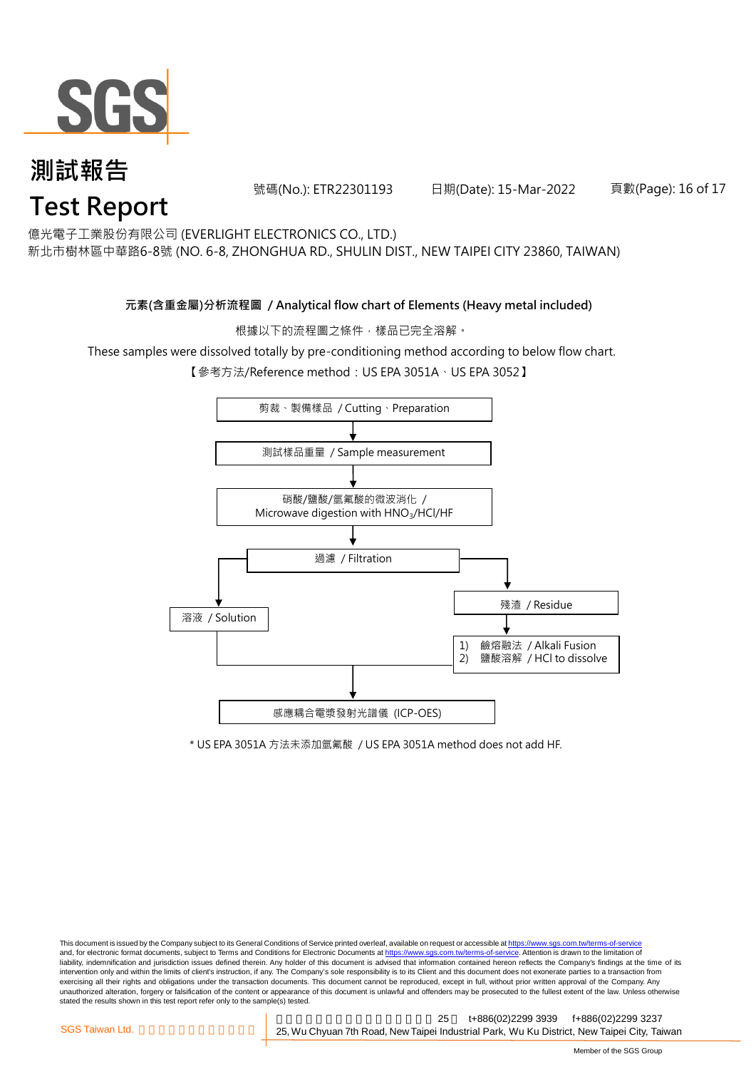# 測試報告
# Test Report

號碼(No.): ETR22301193　　日期(Date): 15-Mar-2022

億光電子工業股份有限公司 (EVERLIGHT ELECTRONICS CO., LTD.)
新北市樹林區中華路6-8號 (NO. 6-8, ZHONGHUA RD., SHULIN DIST., NEW TAIPEI CITY 23860, TAIWAN)

**元素(含重金屬)分析流程圖 / Analytical flow chart of Elements (Heavy metal included)**

根據以下的流程圖之條件，樣品已完全溶解。

These samples were dissolved totally by pre-conditioning method according to below flow chart.

【參考方法/Reference method：US EPA 3051A、US EPA 3052】

剪裁、製備樣品 / Cutting、Preparation

↓

測試樣品重量 / Sample measurement

↓

硝酸/鹽酸/氫氟酸的微波消化 / Microwave digestion with $HNO_3$/HCl/HF

↓

過濾 / Filtration

→ 溶液 / Solution

→ 殘渣 / Residue → 1) 鹼熔融法 / Alkali Fusion 2) 鹽酸溶解 / HCl to dissolve

↓

感應耦合電漿發射光譜儀 (ICP-OES)

\* US EPA 3051A 方法未添加氫氟酸 / US EPA 3051A method does not add HF.

This document is issued by the Company subject to its General Conditions of Service printed overleaf, available on request or accessible at https://www.sgs.com.tw/terms-of-service and, for electronic format documents, subject to Terms and Conditions for Electronic Documents at https://www.sgs.com.tw/terms-of-service. Attention is drawn to the limitation of liability, indemnification and jurisdiction issues defined therein. Any holder of this document is advised that information contained hereon reflects the Company's findings at the time of its intervention only and within the limits of client's instruction, if any. The Company's sole responsibility is to its Client and this document does not exonerate parties to a transaction from exercising all their rights and obligations under the transaction documents. This document cannot be reproduced, except in full, without prior written approval of the Company. Any unauthorized alteration, forgery or falsification of the content or appearance of this document is unlawful and offenders may be prosecuted to the fullest extent of the law. Unless otherwise stated the results shown in this test report refer only to the sample(s) tested.

SGS Taiwan Ltd. 25, Wu Chyuan 7th Road, New Taipei Industrial Park, Wu Ku District, New Taipei City, Taiwan t+886(02)2299 3939 f+886(02)2299 3237

Member of the SGS Group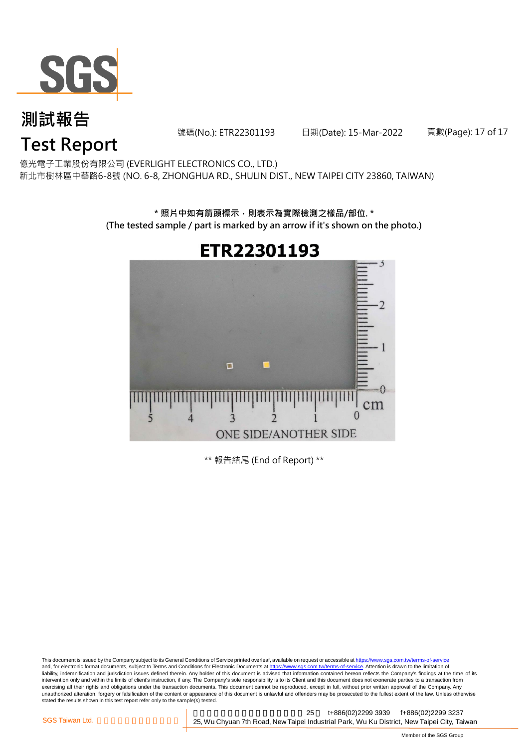# 測試報告

# Test Report

號碼(No.): ETR22301193 日期(Date): 15-Mar-2022

億光電子工業股份有限公司 (EVERLIGHT ELECTRONICS CO., LTD.)
新北市樹林區中華路6-8號 (NO. 6-8, ZHONGHUA RD., SHULIN DIST., NEW TAIPEI CITY 23860, TAIWAN)

**\* 照片中如有箭頭標示，則表示為實際檢測之樣品/部位. \***
**(The tested sample / part is marked by an arrow if it's shown on the photo.)**

**ETR22301193**

cm

ONE SIDE/ANOTHER SIDE

** 報告結尾 (End of Report) **

This document is issued by the Company subject to its General Conditions of Service printed overleaf, available on request or accessible at https://www.sgs.com.tw/terms-of-service and, for electronic format documents, subject to Terms and Conditions for Electronic Documents at https://www.sgs.com.tw/terms-of-service. Attention is drawn to the limitation of liability, indemnification and jurisdiction issues defined therein. Any holder of this document is advised that information contained hereon reflects the Company's findings at the time of its intervention only and within the limits of client's instruction, if any. The Company's sole responsibility is to its Client and this document does not exonerate parties to a transaction from exercising all their rights and obligations under the transaction documents. This document cannot be reproduced, except in full, without prior written approval of the Company. Any unauthorized alteration, forgery or falsification of the content or appearance of this document is unlawful and offenders may be prosecuted to the fullest extent of the law. Unless otherwise stated the results shown in this test report refer only to the sample(s) tested.

SGS Taiwan Ltd. 25 t+886(02)2299 3939 f+886(02)2299 3237
25, Wu Chyuan 7th Road, New Taipei Industrial Park, Wu Ku District, New Taipei City, Taiwan

Member of the SGS Group